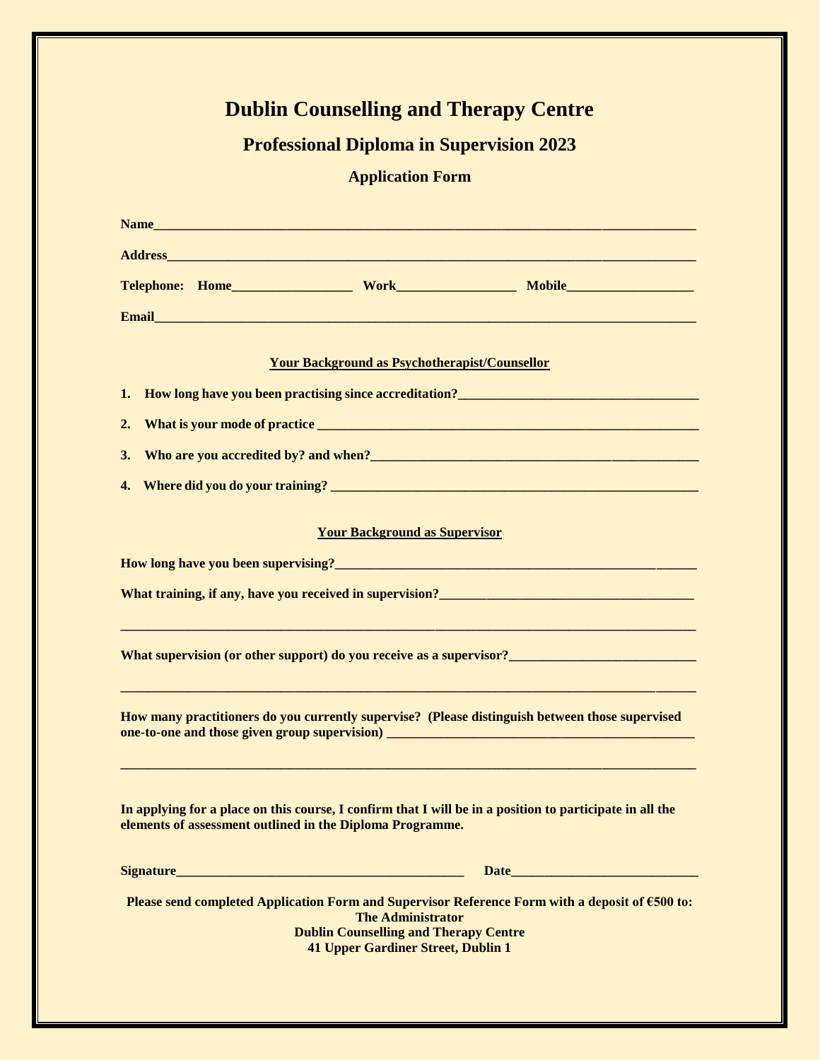# Dublin Counselling and Therapy Centre

## Professional Diploma in Supervision 2023

### Application Form

**Name**_______________________________________________________________________________

**Address**_____________________________________________________________________________

**Telephone: Home**__________________ **Work**__________________ **Mobile**___________________

**Email**_______________________________________________________________________________

**<u>Your Background as Psychotherapist/Counsellor</u>**

1. **How long have you been practising since accreditation?**_____________________________________
2. **What is your mode of practice** ___________________________________________________________
3. **Who are you accredited by? and when?**____________________________________________________
4. **Where did you do your training?** _________________________________________________________

**<u>Your Background as Supervisor</u>**

**How long have you been supervising?**_________________________________________________________

**What training, if any, have you received in supervision?**_______________________________________

_______________________________________________________________________________________________

**What supervision (or other support) do you receive as a supervisor?**____________________________

_______________________________________________________________________________________________

**How many practitioners do you currently supervise? (Please distinguish between those supervised one-to-one and those given group supervision)** _______________________________________________

_______________________________________________________________________________________________

**In applying for a place on this course, I confirm that I will be in a position to participate in all the elements of assessment outlined in the Diploma Programme.**

**Signature**____________________________________________ **Date**____________________________

**Please send completed Application Form and Supervisor Reference Form with a deposit of €500 to:**
**The Administrator**
**Dublin Counselling and Therapy Centre**
**41 Upper Gardiner Street, Dublin 1**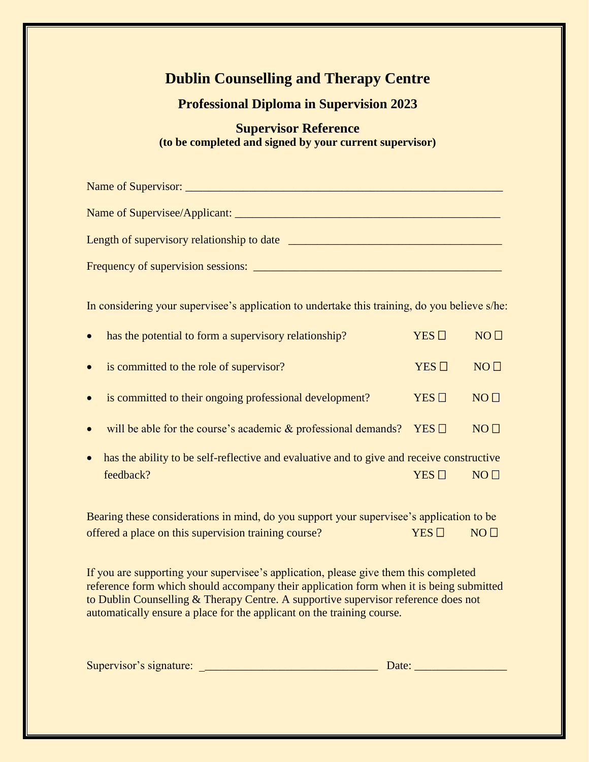# Dublin Counselling and Therapy Centre

## Professional Diploma in Supervision 2023

## Supervisor Reference

**(to be completed and signed by your current supervisor)**

Name of Supervisor: _______________________________________________________

Name of Supervisee/Applicant: _______________________________________________

Length of supervisory relationship to date _____________________________________

Frequency of supervision sessions: ___________________________________________

In considering your supervisee's application to undertake this training, do you believe s/he:

- has the potential to form a supervisory relationship? YES ☐ NO ☐
- is committed to the role of supervisor? YES ☐ NO ☐
- is committed to their ongoing professional development? YES ☐ NO ☐
- will be able for the course's academic & professional demands? YES ☐ NO ☐
- has the ability to be self-reflective and evaluative and to give and receive constructive feedback? YES ☐ NO ☐

Bearing these considerations in mind, do you support your supervisee's application to be offered a place on this supervision training course? YES ☐ NO ☐

If you are supporting your supervisee's application, please give them this completed reference form which should accompany their application form when it is being submitted to Dublin Counselling & Therapy Centre. A supportive supervisor reference does not automatically ensure a place for the applicant on the training course.

Supervisor's signature: ______________________________ Date: ________________